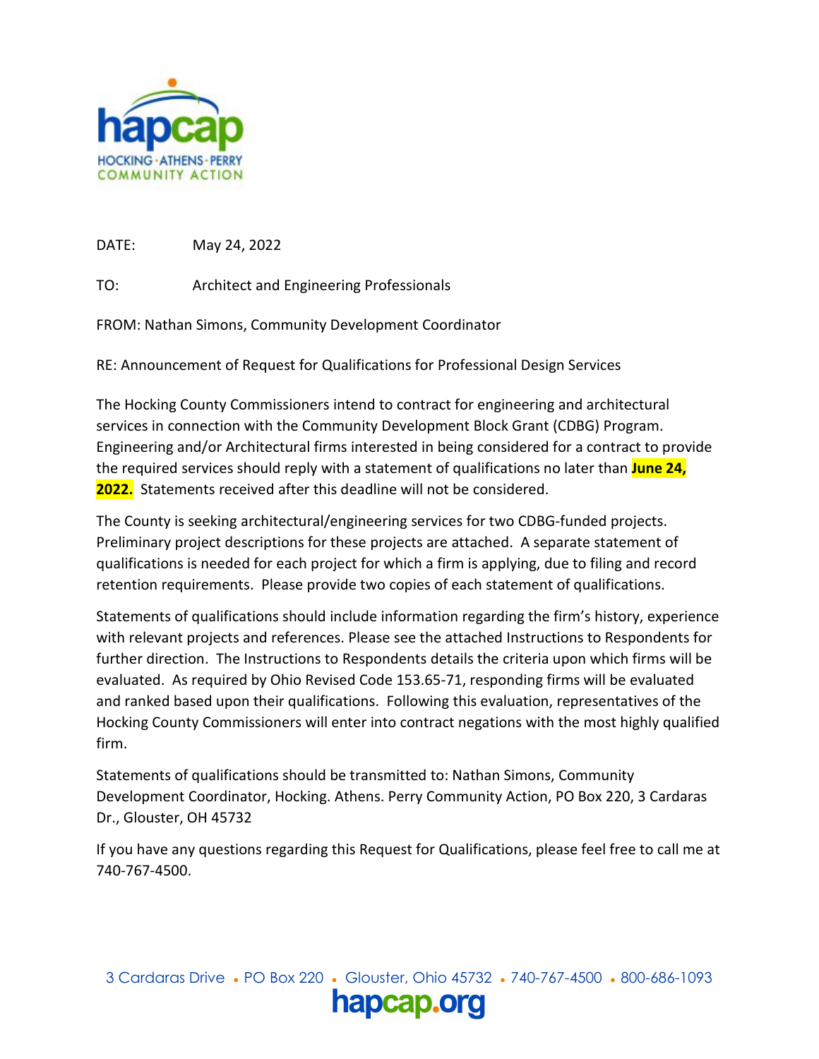hapcap
HOCKING · ATHENS · PERRY
COMMUNITY ACTION

DATE: May 24, 2022

TO: Architect and Engineering Professionals

FROM: Nathan Simons, Community Development Coordinator

RE: Announcement of Request for Qualifications for Professional Design Services

The Hocking County Commissioners intend to contract for engineering and architectural services in connection with the Community Development Block Grant (CDBG) Program. Engineering and/or Architectural firms interested in being considered for a contract to provide the required services should reply with a statement of qualifications no later than **June 24, 2022.** Statements received after this deadline will not be considered.

The County is seeking architectural/engineering services for two CDBG-funded projects. Preliminary project descriptions for these projects are attached. A separate statement of qualifications is needed for each project for which a firm is applying, due to filing and record retention requirements. Please provide two copies of each statement of qualifications.

Statements of qualifications should include information regarding the firm's history, experience with relevant projects and references. Please see the attached Instructions to Respondents for further direction. The Instructions to Respondents details the criteria upon which firms will be evaluated. As required by Ohio Revised Code 153.65-71, responding firms will be evaluated and ranked based upon their qualifications. Following this evaluation, representatives of the Hocking County Commissioners will enter into contract negations with the most highly qualified firm.

Statements of qualifications should be transmitted to: Nathan Simons, Community Development Coordinator, Hocking. Athens. Perry Community Action, PO Box 220, 3 Cardaras Dr., Glouster, OH 45732

If you have any questions regarding this Request for Qualifications, please feel free to call me at 740-767-4500.

3 Cardaras Drive • PO Box 220 • Glouster, Ohio 45732 • 740-767-4500 • 800-686-1093
hapcap.org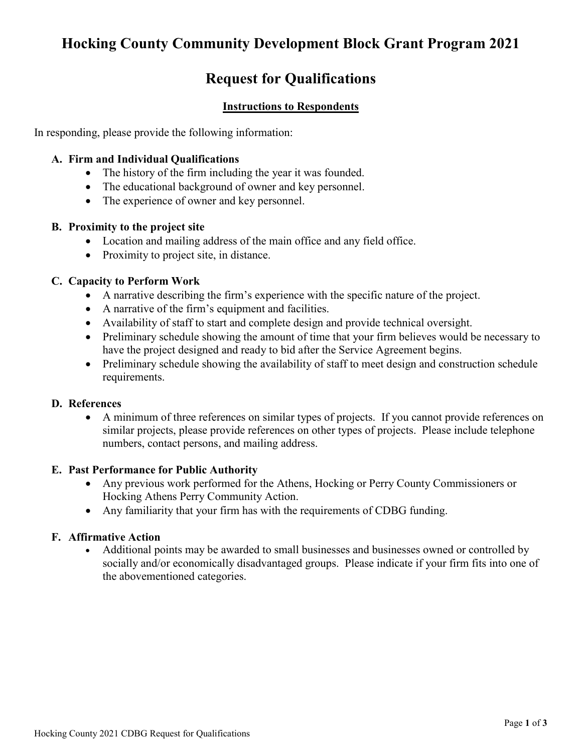# Hocking County Community Development Block Grant Program 2021

# Request for Qualifications

## Instructions to Respondents

In responding, please provide the following information:

**A. Firm and Individual Qualifications**

- The history of the firm including the year it was founded.
- The educational background of owner and key personnel.
- The experience of owner and key personnel.

**B. Proximity to the project site**

- Location and mailing address of the main office and any field office.
- Proximity to project site, in distance.

**C. Capacity to Perform Work**

- A narrative describing the firm's experience with the specific nature of the project.
- A narrative of the firm's equipment and facilities.
- Availability of staff to start and complete design and provide technical oversight.
- Preliminary schedule showing the amount of time that your firm believes would be necessary to have the project designed and ready to bid after the Service Agreement begins.
- Preliminary schedule showing the availability of staff to meet design and construction schedule requirements.

**D. References**

- A minimum of three references on similar types of projects. If you cannot provide references on similar projects, please provide references on other types of projects. Please include telephone numbers, contact persons, and mailing address.

**E. Past Performance for Public Authority**

- Any previous work performed for the Athens, Hocking or Perry County Commissioners or Hocking Athens Perry Community Action.
- Any familiarity that your firm has with the requirements of CDBG funding.

**F. Affirmative Action**

- Additional points may be awarded to small businesses and businesses owned or controlled by socially and/or economically disadvantaged groups. Please indicate if your firm fits into one of the abovementioned categories.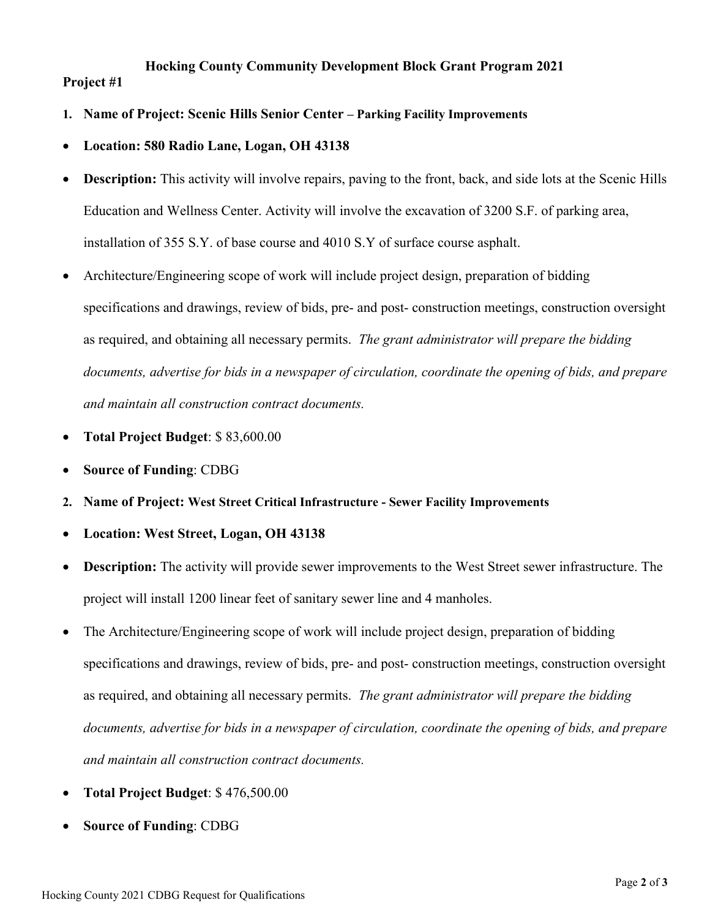**Hocking County Community Development Block Grant Program 2021**

**Project #1**

1. **Name of Project: Scenic Hills Senior Center – Parking Facility Improvements**

- **Location: 580 Radio Lane, Logan, OH 43138**
- **Description:** This activity will involve repairs, paving to the front, back, and side lots at the Scenic Hills Education and Wellness Center. Activity will involve the excavation of 3200 S.F. of parking area, installation of 355 S.Y. of base course and 4010 S.Y of surface course asphalt.
- Architecture/Engineering scope of work will include project design, preparation of bidding specifications and drawings, review of bids, pre- and post- construction meetings, construction oversight as required, and obtaining all necessary permits. *The grant administrator will prepare the bidding documents, advertise for bids in a newspaper of circulation, coordinate the opening of bids, and prepare and maintain all construction contract documents.*
- **Total Project Budget**: $ 83,600.00
- **Source of Funding**: CDBG

2. **Name of Project: West Street Critical Infrastructure - Sewer Facility Improvements**

- **Location: West Street, Logan, OH 43138**
- **Description:** The activity will provide sewer improvements to the West Street sewer infrastructure. The project will install 1200 linear feet of sanitary sewer line and 4 manholes.
- The Architecture/Engineering scope of work will include project design, preparation of bidding specifications and drawings, review of bids, pre- and post- construction meetings, construction oversight as required, and obtaining all necessary permits. *The grant administrator will prepare the bidding documents, advertise for bids in a newspaper of circulation, coordinate the opening of bids, and prepare and maintain all construction contract documents.*
- **Total Project Budget**: $ 476,500.00
- **Source of Funding**: CDBG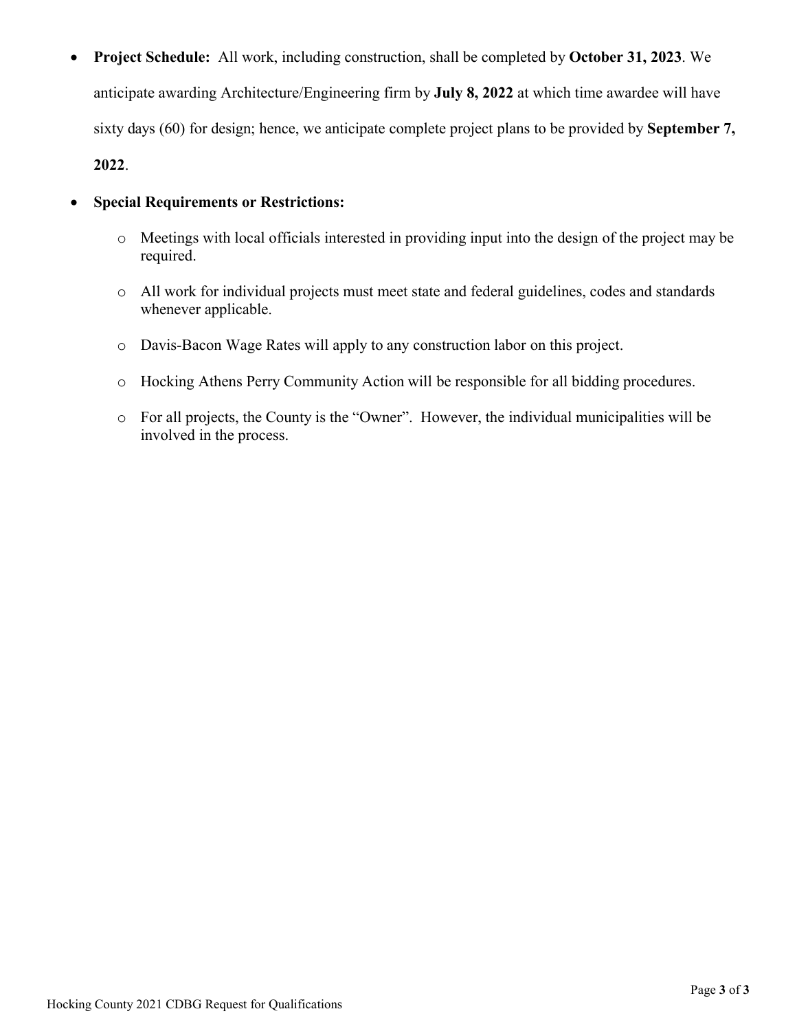- **Project Schedule:** All work, including construction, shall be completed by **October 31, 2023**. We anticipate awarding Architecture/Engineering firm by **July 8, 2022** at which time awardee will have sixty days (60) for design; hence, we anticipate complete project plans to be provided by **September 7, 2022**.

- **Special Requirements or Restrictions:**
  - Meetings with local officials interested in providing input into the design of the project may be required.
  - All work for individual projects must meet state and federal guidelines, codes and standards whenever applicable.
  - Davis-Bacon Wage Rates will apply to any construction labor on this project.
  - Hocking Athens Perry Community Action will be responsible for all bidding procedures.
  - For all projects, the County is the "Owner". However, the individual municipalities will be involved in the process.